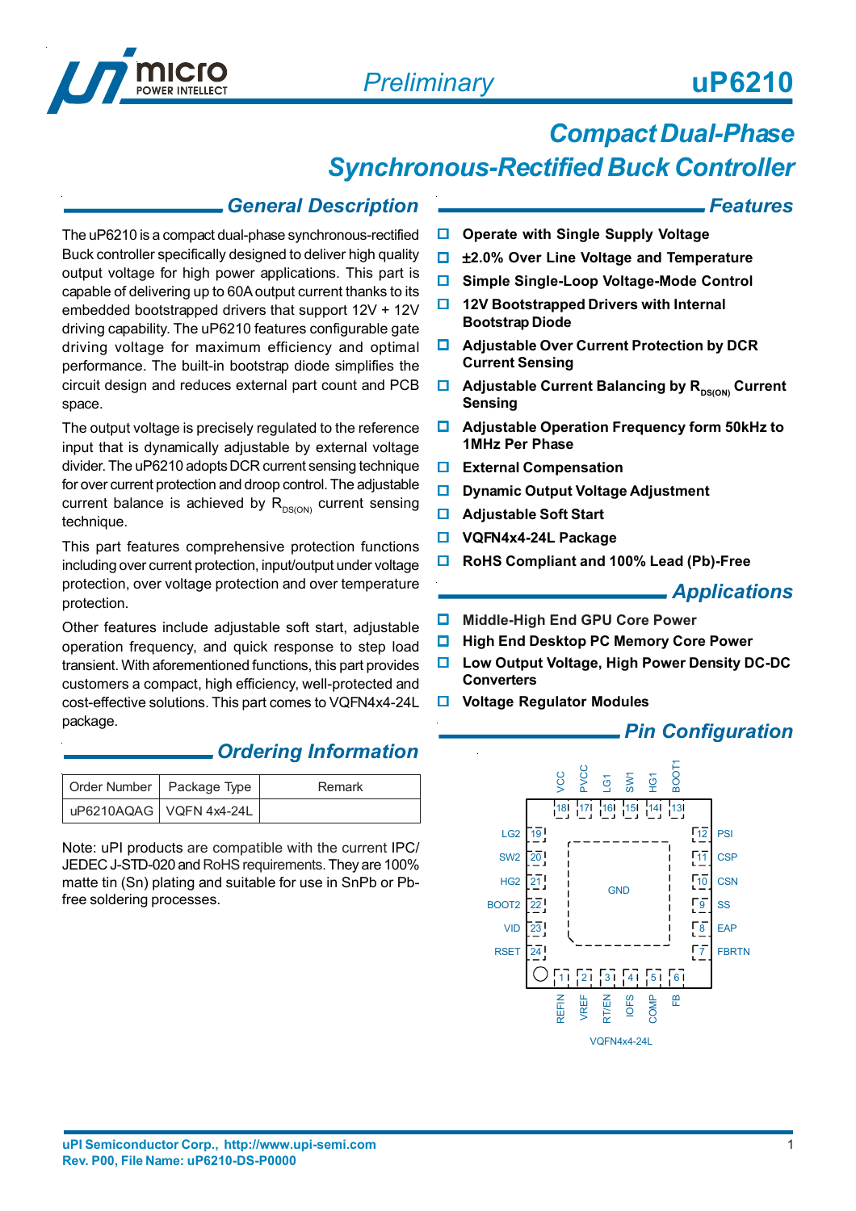# uP6210

*Preliminary*

## Compact Dual-Phase Synchronous-Rectified Buck Controller

### General Description

The uP6210 is a compact dual-phase synchronous-rectified Buck controller specifically designed to deliver high quality output voltage for high power applications. This part is capable of delivering up to 60A output current thanks to its embedded bootstrapped drivers that support 12V + 12V driving capability. The uP6210 features configurable gate driving voltage for maximum efficiency and optimal performance. The built-in bootstrap diode simplifies the circuit design and reduces external part count and PCB space.

The output voltage is precisely regulated to the reference input that is dynamically adjustable by external voltage divider. The uP6210 adopts DCR current sensing technique for over current protection and droop control. The adjustable current balance is achieved by $R_{DS(ON)}$ current sensing technique.

This part features comprehensive protection functions including over current protection, input/output under voltage protection, over voltage protection and over temperature protection.

Other features include adjustable soft start, adjustable operation frequency, and quick response to step load transient. With aforementioned functions, this part provides customers a compact, high efficiency, well-protected and cost-effective solutions. This part comes to VQFN4x4-24L package.

### Ordering Information

| Order Number | Package Type | Remark |
|---|---|---|
| uP6210AQAG | VQFN 4x4-24L | |

Note: uPI products are compatible with the current IPC/ JEDEC J-STD-020 and RoHS requirements. They are 100% matte tin (Sn) plating and suitable for use in SnPb or Pb-free soldering processes.

### Features

- **Operate with Single Supply Voltage**
- **±2.0% Over Line Voltage and Temperature**
- **Simple Single-Loop Voltage-Mode Control**
- **12V Bootstrapped Drivers with Internal Bootstrap Diode**
- **Adjustable Over Current Protection by DCR Current Sensing**
- **Adjustable Current Balancing by $R_{DS(ON)}$ Current Sensing**
- **Adjustable Operation Frequency form 50kHz to 1MHz Per Phase**
- **External Compensation**
- **Dynamic Output Voltage Adjustment**
- **Adjustable Soft Start**
- **VQFN4x4-24L Package**
- **RoHS Compliant and 100% Lead (Pb)-Free**

### Applications

- **Middle-High End GPU Core Power**
- **High End Desktop PC Memory Core Power**
- **Low Output Voltage, High Power Density DC-DC Converters**
- **Voltage Regulator Modules**

### Pin Configuration

| Pin | Name | Pin | Name |
|---|---|---|---|
| 1 | REFIN | 13 | BOOT1 |
| 2 | VREF | 14 | HG1 |
| 3 | RT/EN | 15 | SW1 |
| 4 | IOFS | 16 | LG1 |
| 5 | COMP | 17 | PVCC |
| 6 | FB | 18 | VCC |
| 7 | FBRTN | 19 | LG2 |
| 8 | EAP | 20 | SW2 |
| 9 | SS | 21 | HG2 |
| 10 | CSN | 22 | BOOT2 |
| 11 | CSP | 23 | VID |
| 12 | PSI | 24 | RSET |

Exposed pad: GND

VQFN4x4-24L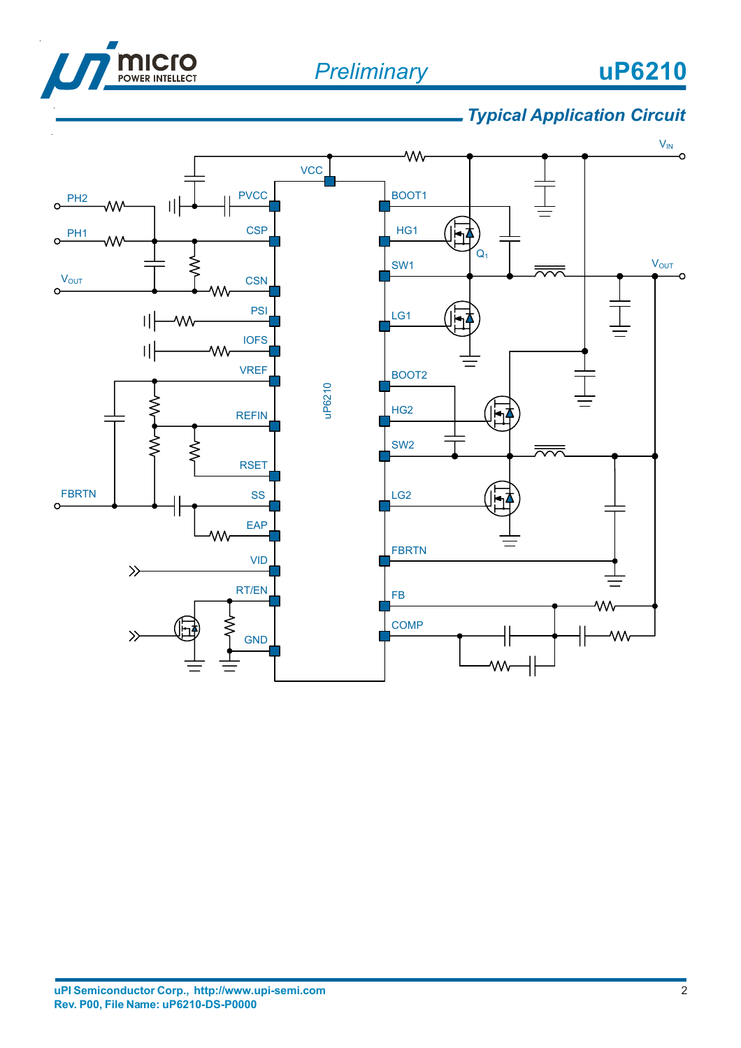## Typical Application Circuit

VCC, PVCC, CSP, CSN, PSI, IOFS, VREF, REFIN, RSET, SS, EAP, VID, RT/EN, GND, BOOT1, HG1, SW1, LG1, BOOT2, HG2, SW2, LG2, FBRTN, FB, COMP

PH2, PH1, $V_{OUT}$, FBRTN, $V_{IN}$, $Q_1$, uP6210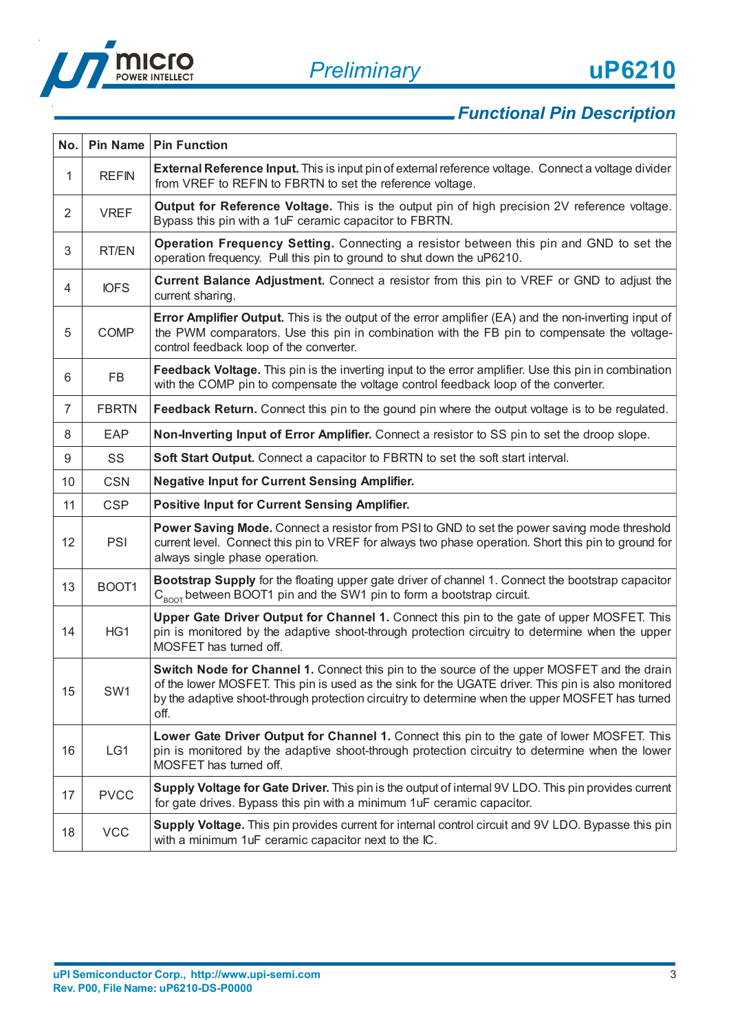## Functional Pin Description

| No. | Pin Name | Pin Function |
|---|---|---|
| 1 | REFIN | **External Reference Input.** This is input pin of external reference voltage. Connect a voltage divider from VREF to REFIN to FBRTN to set the reference voltage. |
| 2 | VREF | **Output for Reference Voltage.** This is the output pin of high precision 2V reference voltage. Bypass this pin with a 1uF ceramic capacitor to FBRTN. |
| 3 | RT/EN | **Operation Frequency Setting.** Connecting a resistor between this pin and GND to set the operation frequency. Pull this pin to ground to shut down the uP6210. |
| 4 | IOFS | **Current Balance Adjustment.** Connect a resistor from this pin to VREF or GND to adjust the current sharing. |
| 5 | COMP | **Error Amplifier Output.** This is the output of the error amplifier (EA) and the non-inverting input of the PWM comparators. Use this pin in combination with the FB pin to compensate the voltage-control feedback loop of the converter. |
| 6 | FB | **Feedback Voltage.** This pin is the inverting input to the error amplifier. Use this pin in combination with the COMP pin to compensate the voltage control feedback loop of the converter. |
| 7 | FBRTN | **Feedback Return.** Connect this pin to the gound pin where the output voltage is to be regulated. |
| 8 | EAP | **Non-Inverting Input of Error Amplifier.** Connect a resistor to SS pin to set the droop slope. |
| 9 | SS | **Soft Start Output.** Connect a capacitor to FBRTN to set the soft start interval. |
| 10 | CSN | **Negative Input for Current Sensing Amplifier.** |
| 11 | CSP | **Positive Input for Current Sensing Amplifier.** |
| 12 | PSI | **Power Saving Mode.** Connect a resistor from PSI to GND to set the power saving mode threshold current level. Connect this pin to VREF for always two phase operation. Short this pin to ground for always single phase operation. |
| 13 | BOOT1 | **Bootstrap Supply** for the floating upper gate driver of channel 1. Connect the bootstrap capacitor $C_{BOOT}$ between BOOT1 pin and the SW1 pin to form a bootstrap circuit. |
| 14 | HG1 | **Upper Gate Driver Output for Channel 1.** Connect this pin to the gate of upper MOSFET. This pin is monitored by the adaptive shoot-through protection circuitry to determine when the upper MOSFET has turned off. |
| 15 | SW1 | **Switch Node for Channel 1.** Connect this pin to the source of the upper MOSFET and the drain of the lower MOSFET. This pin is used as the sink for the UGATE driver. This pin is also monitored by the adaptive shoot-through protection circuitry to determine when the upper MOSFET has turned off. |
| 16 | LG1 | **Lower Gate Driver Output for Channel 1.** Connect this pin to the gate of lower MOSFET. This pin is monitored by the adaptive shoot-through protection circuitry to determine when the lower MOSFET has turned off. |
| 17 | PVCC | **Supply Voltage for Gate Driver.** This pin is the output of internal 9V LDO. This pin provides current for gate drives. Bypass this pin with a minimum 1uF ceramic capacitor. |
| 18 | VCC | **Supply Voltage.** This pin provides current for internal control circuit and 9V LDO. Bypasse this pin with a minimum 1uF ceramic capacitor next to the IC. |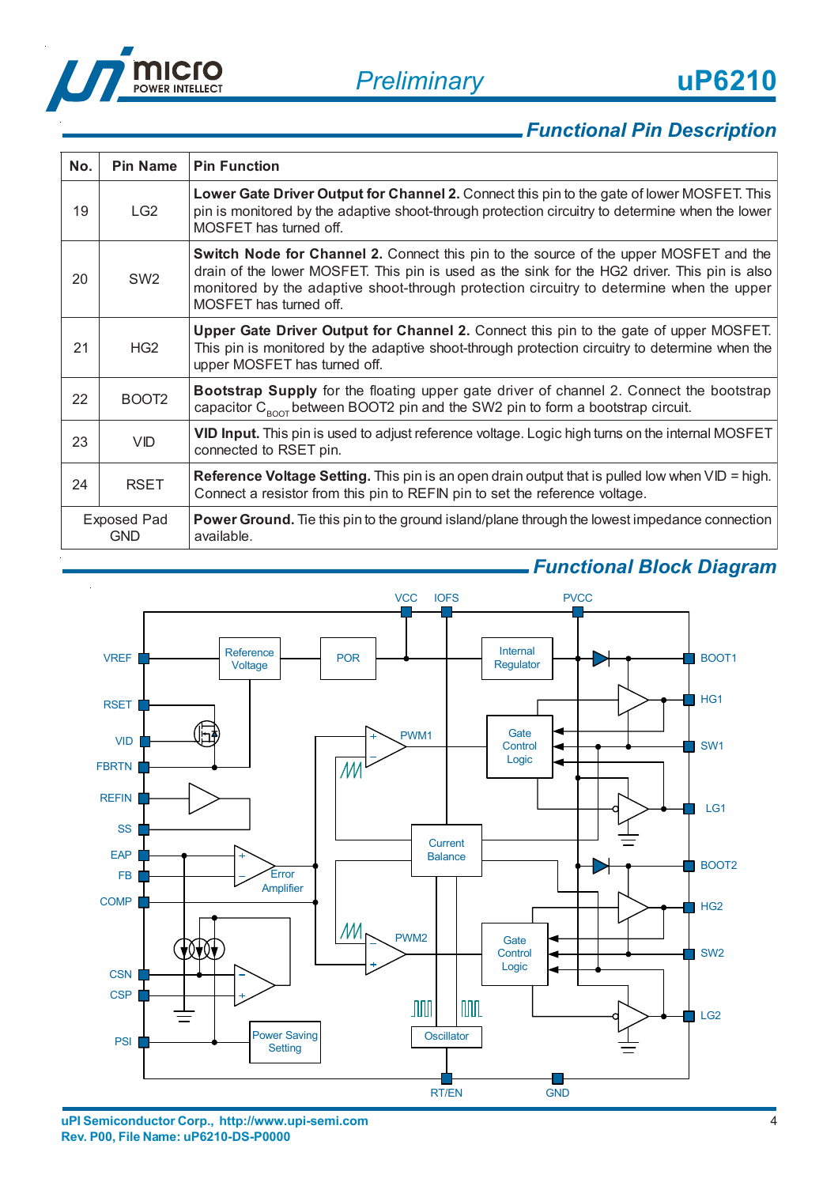## Functional Pin Description

| No. | Pin Name | Pin Function |
|---|---|---|
| 19 | LG2 | **Lower Gate Driver Output for Channel 2.** Connect this pin to the gate of lower MOSFET. This pin is monitored by the adaptive shoot-through protection circuitry to determine when the lower MOSFET has turned off. |
| 20 | SW2 | **Switch Node for Channel 2.** Connect this pin to the source of the upper MOSFET and the drain of the lower MOSFET. This pin is used as the sink for the HG2 driver. This pin is also monitored by the adaptive shoot-through protection circuitry to determine when the upper MOSFET has turned off. |
| 21 | HG2 | **Upper Gate Driver Output for Channel 2.** Connect this pin to the gate of upper MOSFET. This pin is monitored by the adaptive shoot-through protection circuitry to determine when the upper MOSFET has turned off. |
| 22 | BOOT2 | **Bootstrap Supply** for the floating upper gate driver of channel 2. Connect the bootstrap capacitor $C_{BOOT}$ between BOOT2 pin and the SW2 pin to form a bootstrap circuit. |
| 23 | VID | **VID Input.** This pin is used to adjust reference voltage. Logic high turns on the internal MOSFET connected to RSET pin. |
| 24 | RSET | **Reference Voltage Setting.** This pin is an open drain output that is pulled low when VID = high. Connect a resistor from this pin to REFIN pin to set the reference voltage. |
| Exposed Pad GND | | **Power Ground.** Tie this pin to the ground island/plane through the lowest impedance connection available. |

## Functional Block Diagram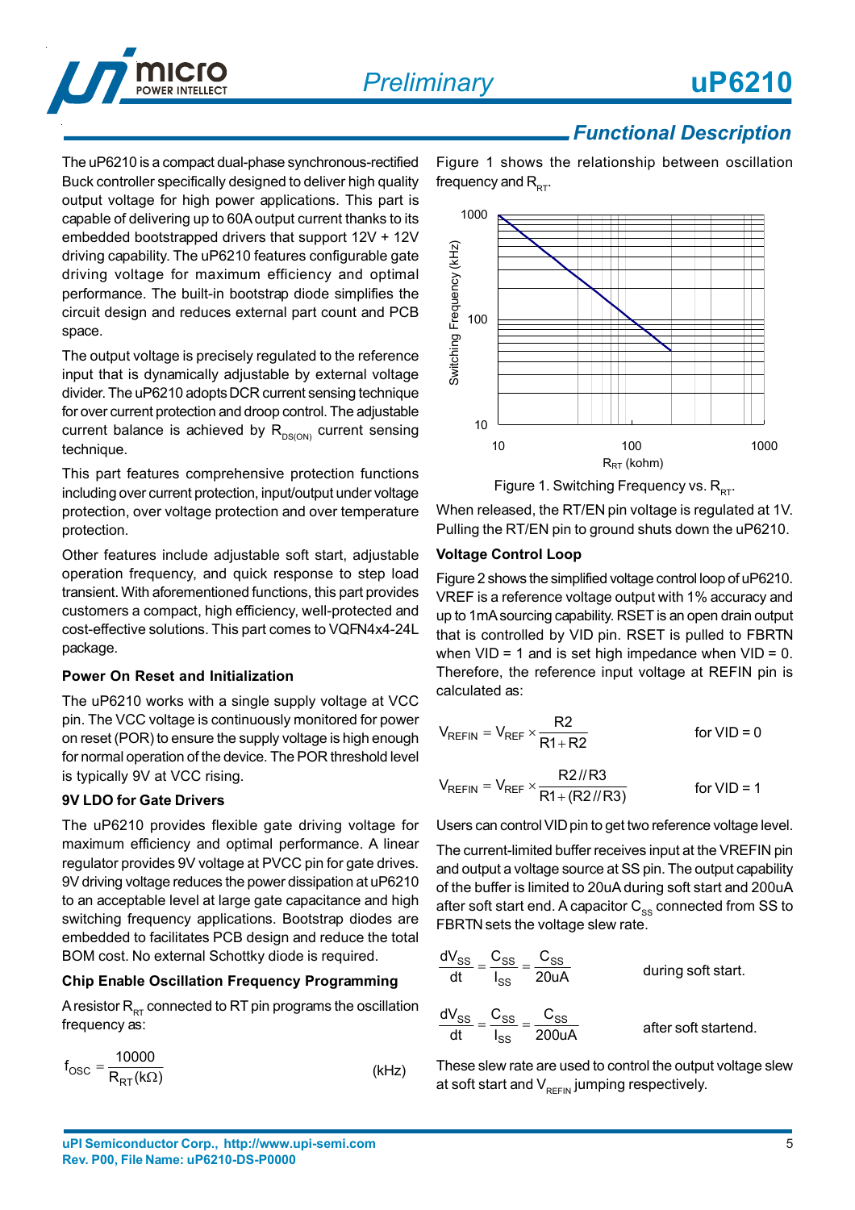## Functional Description

The uP6210 is a compact dual-phase synchronous-rectified Buck controller specifically designed to deliver high quality output voltage for high power applications. This part is capable of delivering up to 60A output current thanks to its embedded bootstrapped drivers that support 12V + 12V driving capability. The uP6210 features configurable gate driving voltage for maximum efficiency and optimal performance. The built-in bootstrap diode simplifies the circuit design and reduces external part count and PCB space.

The output voltage is precisely regulated to the reference input that is dynamically adjustable by external voltage divider. The uP6210 adopts DCR current sensing technique for over current protection and droop control. The adjustable current balance is achieved by $R_{DS(ON)}$ current sensing technique.

This part features comprehensive protection functions including over current protection, input/output under voltage protection, over voltage protection and over temperature protection.

Other features include adjustable soft start, adjustable operation frequency, and quick response to step load transient. With aforementioned functions, this part provides customers a compact, high efficiency, well-protected and cost-effective solutions. This part comes to VQFN4x4-24L package.

### Power On Reset and Initialization

The uP6210 works with a single supply voltage at VCC pin. The VCC voltage is continuously monitored for power on reset (POR) to ensure the supply voltage is high enough for normal operation of the device. The POR threshold level is typically 9V at VCC rising.

### 9V LDO for Gate Drivers

The uP6210 provides flexible gate driving voltage for maximum efficiency and optimal performance. A linear regulator provides 9V voltage at PVCC pin for gate drives. 9V driving voltage reduces the power dissipation at uP6210 to an acceptable level at large gate capacitance and high switching frequency applications. Bootstrap diodes are embedded to facilitate PCB design and reduce the total BOM cost. No external Schottky diode is required.

### Chip Enable Oscillation Frequency Programming

A resistor $R_{RT}$ connected to RT pin programs the oscillation frequency as:

$$f_{OSC} = \frac{10000}{R_{RT}(k\Omega)} \quad \text{(kHz)}$$

Figure 1 shows the relationship between oscillation frequency and $R_{RT}$.

Figure 1. Switching Frequency vs. $R_{RT}$.

When released, the RT/EN pin voltage is regulated at 1V. Pulling the RT/EN pin to ground shuts down the uP6210.

### Voltage Control Loop

Figure 2 shows the simplified voltage control loop of uP6210. VREF is a reference voltage output with 1% accuracy and up to 1mA sourcing capability. RSET is an open drain output that is controlled by VID pin. RSET is pulled to FBRTN when VID = 1 and is set high impedance when VID = 0. Therefore, the reference input voltage at REFIN pin is calculated as:

$$V_{REFIN} = V_{REF} \times \frac{R2}{R1 + R2} \quad \text{for VID = 0}$$

$$V_{REFIN} = V_{REF} \times \frac{R2//R3}{R1 + (R2//R3)} \quad \text{for VID = 1}$$

Users can control VID pin to get two reference voltage level.

The current-limited buffer receives input at the VREFIN pin and output a voltage source at SS pin. The output capability of the buffer is limited to 20uA during soft start and 200uA after soft start end. A capacitor $C_{SS}$ connected from SS to FBRTN sets the voltage slew rate.

$$\frac{dV_{SS}}{dt} = \frac{C_{SS}}{I_{SS}} = \frac{C_{SS}}{20uA} \quad \text{during soft start.}$$

$$\frac{dV_{SS}}{dt} = \frac{C_{SS}}{I_{SS}} = \frac{C_{SS}}{200uA} \quad \text{after soft startend.}$$

These slew rate are used to control the output voltage slew at soft start and $V_{REFIN}$ jumping respectively.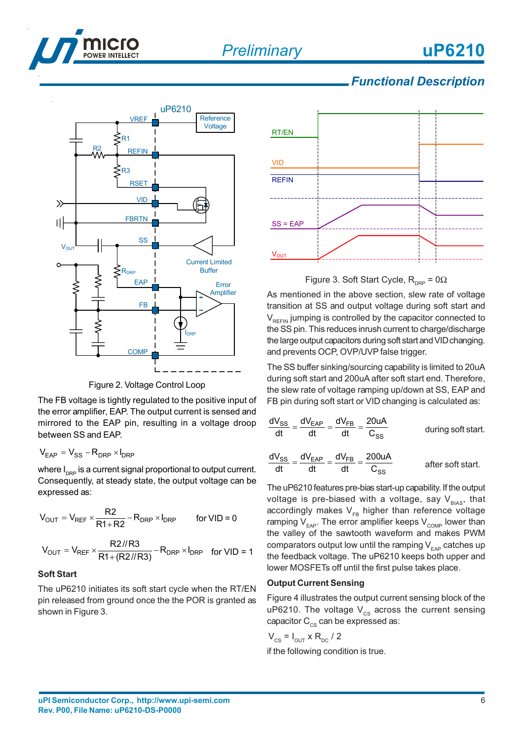## Functional Description

Figure 2. Voltage Control Loop

The FB voltage is tightly regulated to the positive input of the error amplifier, EAP. The output current is sensed and mirrored to the EAP pin, resulting in a voltage droop between SS and EAP.

$$V_{EAP} = V_{SS} - R_{DRP} \times I_{DRP}$$

where $I_{DRP}$ is a current signal proportional to output current. Consequently, at steady state, the output voltage can be expressed as:

$$V_{OUT} = V_{REF} \times \frac{R2}{R1+R2} - R_{DRP} \times I_{DRP} \quad \text{for VID = 0}$$

$$V_{OUT} = V_{REF} \times \frac{R2//R3}{R1+(R2//R3)} - R_{DRP} \times I_{DRP} \quad \text{for VID = 1}$$

### Soft Start

The uP6210 initiates its soft start cycle when the RT/EN pin released from ground once the the POR is granted as shown in Figure 3.

Figure 3. Soft Start Cycle, $R_{DRP}$ = 0Ω

As mentioned in the above section, slew rate of voltage transition at SS and output voltage during soft start and $V_{REFIN}$ jumping is controlled by the capacitor connected to the SS pin. This reduces inrush current to charge/discharge the large output capacitors during soft start and VID changing. and prevents OCP, OVP/UVP false trigger.

The SS buffer sinking/sourcing capability is limited to 20uA during soft start and 200uA after soft start end. Therefore, the slew rate of voltage ramping up/down at SS, EAP and FB pin during soft start or VID changing is calculated as:

$$\frac{dV_{SS}}{dt} = \frac{dV_{EAP}}{dt} = \frac{dV_{FB}}{dt} = \frac{20uA}{C_{SS}} \quad \text{during soft start.}$$

$$\frac{dV_{SS}}{dt} = \frac{dV_{EAP}}{dt} = \frac{dV_{FB}}{dt} = \frac{200uA}{C_{SS}} \quad \text{after soft start.}$$

The uP6210 features pre-bias start-up capability. If the output voltage is pre-biased with a voltage, say $V_{BIAS}$, that accordingly makes $V_{FB}$ higher than reference voltage ramping $V_{EAP}$. The error amplifier keeps $V_{COMP}$ lower than the valley of the sawtooth waveform and makes PWM comparators output low until the ramping $V_{EAP}$ catches up the feedback voltage. The uP6210 keeps both upper and lower MOSFETs off until the first pulse takes place.

### Output Current Sensing

Figure 4 illustrates the output current sensing block of the uP6210. The voltage $V_{CS}$ across the current sensing capacitor $C_{CS}$ can be expressed as:

$$V_{CS} = I_{OUT} \times R_{DC} / 2$$

if the following condition is true.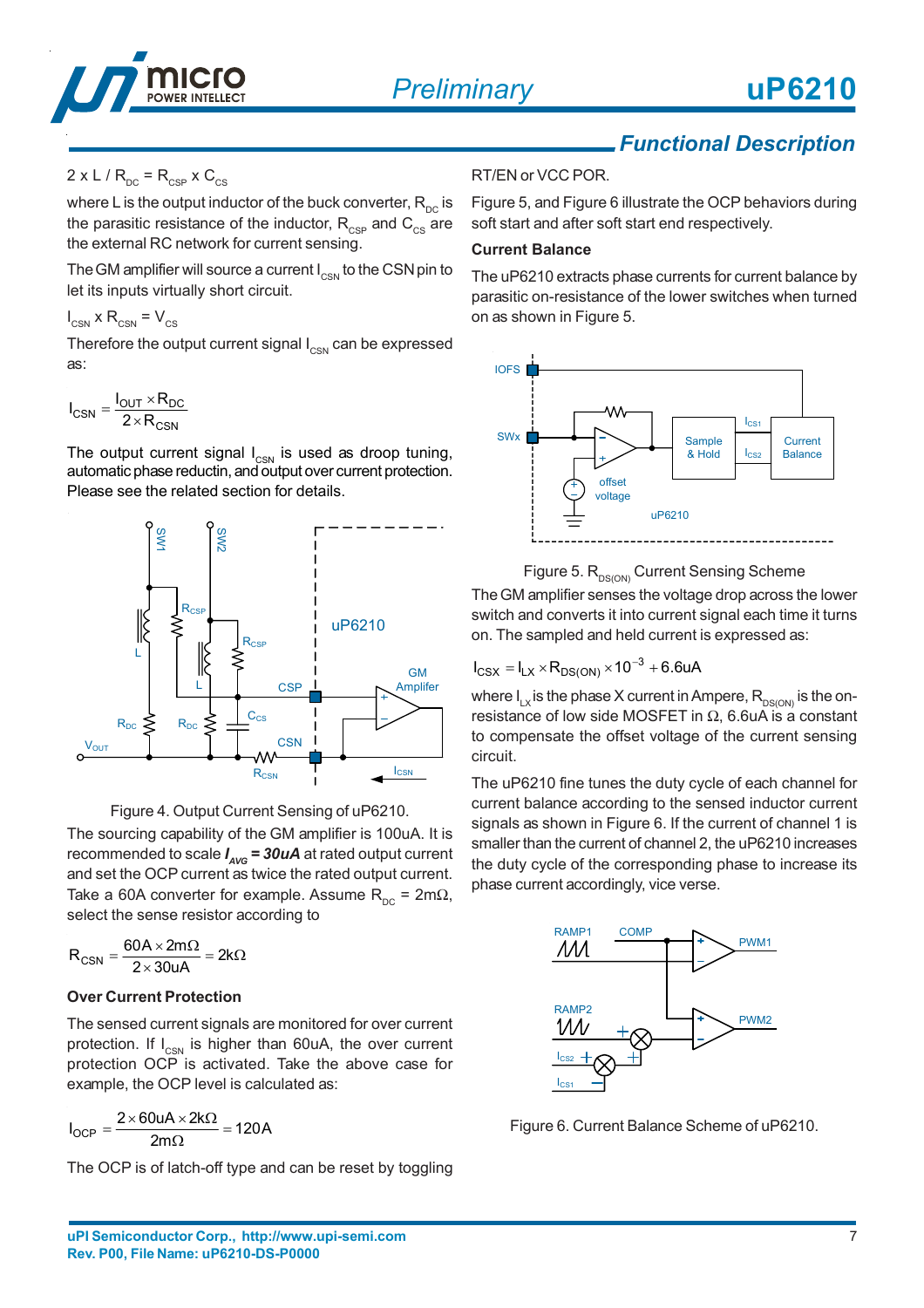## Functional Description

$2 \times L / R_{DC} = R_{CSP} \times C_{CS}$

where L is the output inductor of the buck converter, $R_{DC}$ is the parasitic resistance of the inductor, $R_{CSP}$ and $C_{CS}$ are the external RC network for current sensing.

The GM amplifier will source a current $I_{CSN}$ to the CSN pin to let its inputs virtually short circuit.

$I_{CSN} \times R_{CSN} = V_{CS}$

Therefore the output current signal $I_{CSN}$ can be expressed as:

$$I_{CSN} = \frac{I_{OUT} \times R_{DC}}{2 \times R_{CSN}}$$

The output current signal $I_{CSN}$ is used as droop tuning, automatic phase reductin, and output over current protection. Please see the related section for details.

Figure 4. Output Current Sensing of uP6210.

The sourcing capability of the GM amplifier is 100uA. It is recommended to scale ***$I_{AVG}$* = 30uA** at rated output current and set the OCP current as twice the rated output current. Take a 60A converter for example. Assume $R_{DC}$ = 2mΩ, select the sense resistor according to

$$R_{CSN} = \frac{60A \times 2m\Omega}{2 \times 30uA} = 2k\Omega$$

### Over Current Protection

The sensed current signals are monitored for over current protection. If $I_{CSN}$ is higher than 60uA, the over current protection OCP is activated. Take the above case for example, the OCP level is calculated as:

$$I_{OCP} = \frac{2 \times 60uA \times 2k\Omega}{2m\Omega} = 120A$$

The OCP is of latch-off type and can be reset by toggling RT/EN or VCC POR.

Figure 5, and Figure 6 illustrate the OCP behaviors during soft start and after soft start end respectively.

### Current Balance

The uP6210 extracts phase currents for current balance by parasitic on-resistance of the lower switches when turned on as shown in Figure 5.

Figure 5. $R_{DS(ON)}$ Current Sensing Scheme

The GM amplifier senses the voltage drop across the lower switch and converts it into current signal each time it turns on. The sampled and held current is expressed as:

$$I_{CSX} = I_{LX} \times R_{DS(ON)} \times 10^{-3} + 6.6uA$$

where $I_{LX}$ is the phase X current in Ampere, $R_{DS(ON)}$ is the on-resistance of low side MOSFET in Ω, 6.6uA is a constant to compensate the offset voltage of the current sensing circuit.

The uP6210 fine tunes the duty cycle of each channel for current balance according to the sensed inductor current signals as shown in Figure 6. If the current of channel 1 is smaller than the current of channel 2, the uP6210 increases the duty cycle of the corresponding phase to increase its phase current accordingly, vice verse.

Figure 6. Current Balance Scheme of uP6210.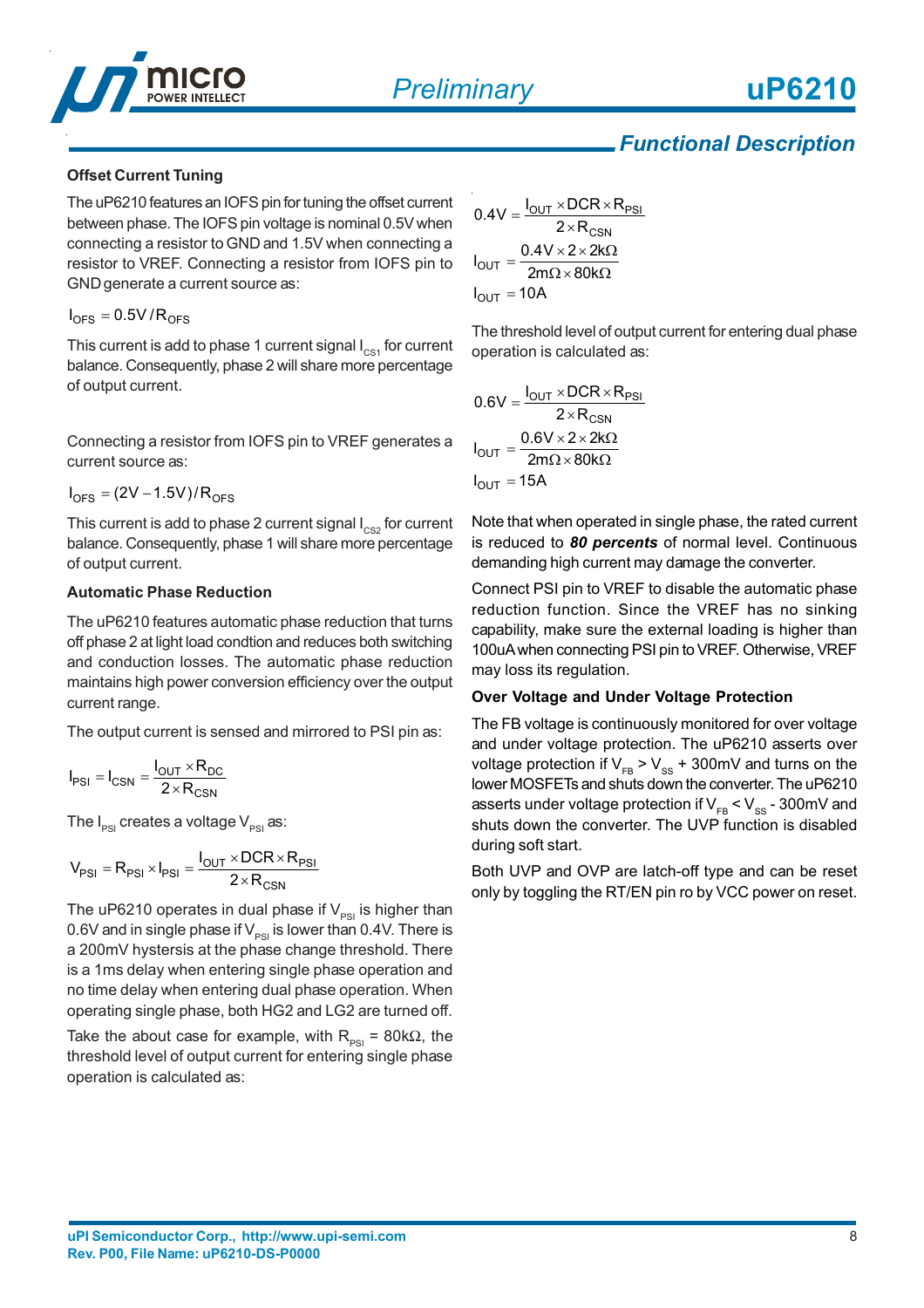## Functional Description

### Offset Current Tuning

The uP6210 features an IOFS pin for tuning the offset current between phase. The IOFS pin voltage is nominal 0.5V when connecting a resistor to GND and 1.5V when connecting a resistor to VREF. Connecting a resistor from IOFS pin to GND generate a current source as:

$$I_{OFS} = 0.5V / R_{OFS}$$

This current is add to phase 1 current signal $I_{CS1}$ for current balance. Consequently, phase 2 will share more percentage of output current.

Connecting a resistor from IOFS pin to VREF generates a current source as:

$$I_{OFS} = (2V - 1.5V) / R_{OFS}$$

This current is add to phase 2 current signal $I_{CS2}$ for current balance. Consequently, phase 1 will share more percentage of output current.

### Automatic Phase Reduction

The uP6210 features automatic phase reduction that turns off phase 2 at light load condtion and reduces both switching and conduction losses. The automatic phase reduction maintains high power conversion efficiency over the output current range.

The output current is sensed and mirrored to PSI pin as:

$$I_{PSI} = I_{CSN} = \frac{I_{OUT} \times R_{DC}}{2 \times R_{CSN}}$$

The $I_{PSI}$ creates a voltage $V_{PSI}$ as:

$$V_{PSI} = R_{PSI} \times I_{PSI} = \frac{I_{OUT} \times DCR \times R_{PSI}}{2 \times R_{CSN}}$$

The uP6210 operates in dual phase if $V_{PSI}$ is higher than 0.6V and in single phase if $V_{PSI}$ is lower than 0.4V. There is a 200mV hysteris at the phase change threshold. There is a 1ms delay when entering single phase operation and no time delay when entering dual phase operation. When operating single phase, both HG2 and LG2 are turned off.

Take the about case for example, with $R_{PSI}$ = 80kΩ, the threshold level of output current for entering single phase operation is calculated as:

$$0.4V = \frac{I_{OUT} \times DCR \times R_{PSI}}{2 \times R_{CSN}}$$

$$I_{OUT} = \frac{0.4V \times 2 \times 2k\Omega}{2m\Omega \times 80k\Omega}$$

$$I_{OUT} = 10A$$

The threshold level of output current for entering dual phase operation is calculated as:

$$0.6V = \frac{I_{OUT} \times DCR \times R_{PSI}}{2 \times R_{CSN}}$$

$$I_{OUT} = \frac{0.6V \times 2 \times 2k\Omega}{2m\Omega \times 80k\Omega}$$

$$I_{OUT} = 15A$$

Note that when operated in single phase, the rated current is reduced to ***80 percents*** of normal level. Continuous demanding high current may damage the converter.

Connect PSI pin to VREF to disable the automatic phase reduction function. Since the VREF has no sinking capability, make sure the external loading is higher than 100uA when connecting PSI pin to VREF. Otherwise, VREF may loss its regulation.

### Over Voltage and Under Voltage Protection

The FB voltage is continuously monitored for over voltage and under voltage protection. The uP6210 asserts over voltage protection if $V_{FB}$ > $V_{SS}$ + 300mV and turns on the lower MOSFETs and shuts down the converter. The uP6210 asserts under voltage protection if $V_{FB}$ < $V_{SS}$ - 300mV and shuts down the converter. The UVP function is disabled during soft start.

Both UVP and OVP are latch-off type and can be reset only by toggling the RT/EN pin ro by VCC power on reset.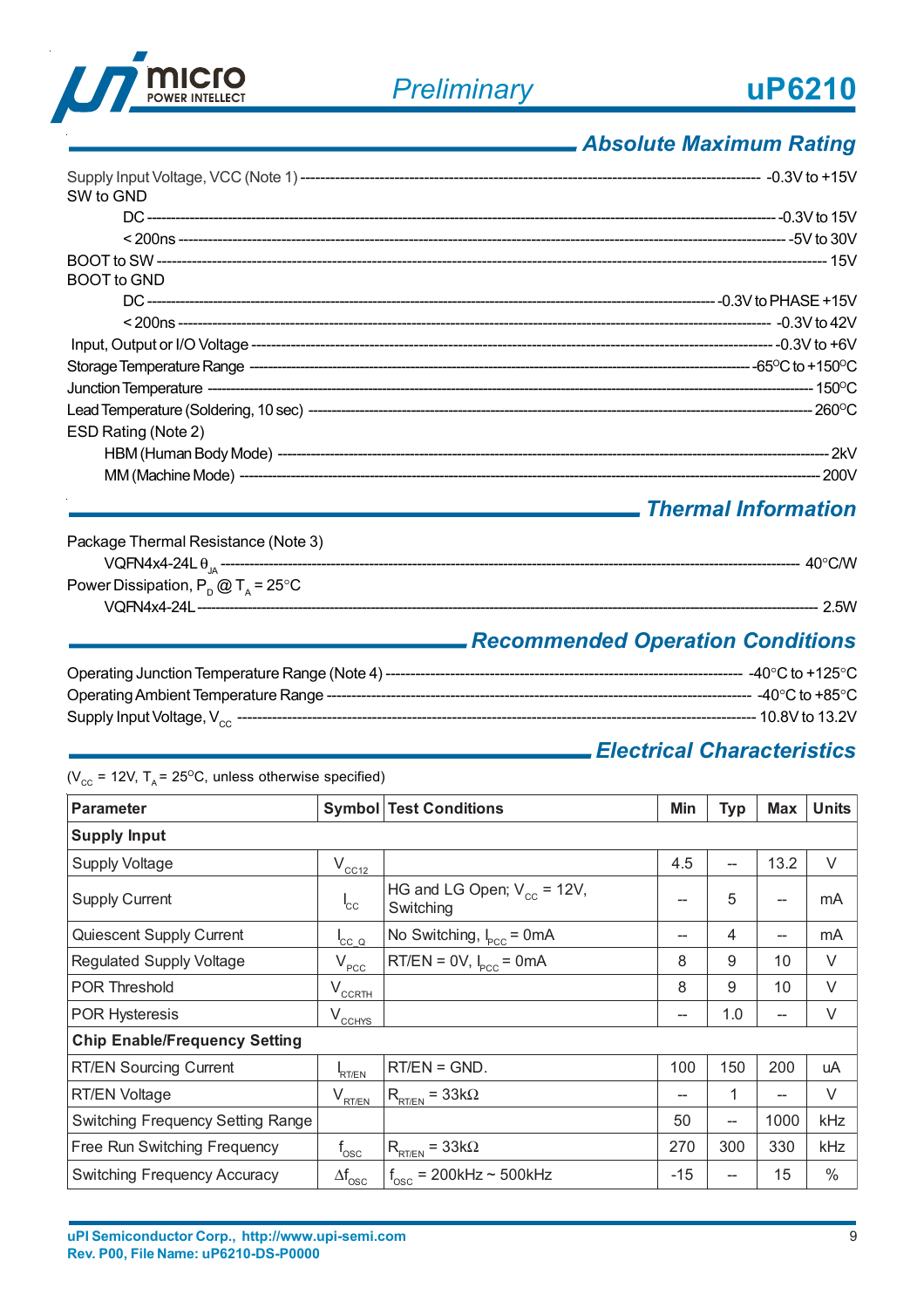## Absolute Maximum Rating

Supply Input Voltage, VCC (Note 1) ---------- -0.3V to +15V

SW to GND

- DC ---------- -0.3V to 15V
- < 200ns ---------- -5V to 30V

BOOT to SW ---------- 15V

BOOT to GND

- DC ---------- -0.3V to PHASE +15V
- < 200ns ---------- -0.3V to 42V

Input, Output or I/O Voltage ---------- -0.3V to +6V

Storage Temperature Range ---------- -65°C to +150°C

Junction Temperature ---------- 150°C

Lead Temperature (Soldering, 10 sec) ---------- 260°C

ESD Rating (Note 2)

- HBM (Human Body Mode) ---------- 2kV
- MM (Machine Mode) ---------- 200V

## Thermal Information

Package Thermal Resistance (Note 3)

- VQFN4x4-24L $\theta_{JA}$ ---------- 40°C/W

Power Dissipation, $P_D$ @ $T_A$ = 25°C

- VQFN4x4-24L ---------- 2.5W

## Recommended Operation Conditions

Operating Junction Temperature Range (Note 4) ---------- -40°C to +125°C

Operating Ambient Temperature Range ---------- -40°C to +85°C

Supply Input Voltage, $V_{CC}$ ---------- 10.8V to 13.2V

## Electrical Characteristics

($V_{CC}$ = 12V, $T_A$ = 25°C, unless otherwise specified)

| Parameter | Symbol | Test Conditions | Min | Typ | Max | Units |
|---|---|---|---|---|---|---|
| **Supply Input** | | | | | | |
| Supply Voltage | $V_{CC12}$ | | 4.5 | -- | 13.2 | V |
| Supply Current | $I_{CC}$ | HG and LG Open; $V_{CC}$ = 12V, Switching | -- | 5 | -- | mA |
| Quiescent Supply Current | $I_{CC\_Q}$ | No Switching, $I_{PCC}$ = 0mA | -- | 4 | -- | mA |
| Regulated Supply Voltage | $V_{PCC}$ | RT/EN = 0V, $I_{PCC}$ = 0mA | 8 | 9 | 10 | V |
| POR Threshold | $V_{CCRTH}$ | | 8 | 9 | 10 | V |
| POR Hysteresis | $V_{CCHYS}$ | | -- | 1.0 | -- | V |
| **Chip Enable/Frequency Setting** | | | | | | |
| RT/EN Sourcing Current | $I_{RT/EN}$ | RT/EN = GND. | 100 | 150 | 200 | uA |
| RT/EN Voltage | $V_{RT/EN}$ | $R_{RT/EN}$ = 33kΩ | -- | 1 | -- | V |
| Switching Frequency Setting Range | | | 50 | -- | 1000 | kHz |
| Free Run Switching Frequency | $f_{OSC}$ | $R_{RT/EN}$ = 33kΩ | 270 | 300 | 330 | kHz |
| Switching Frequency Accuracy | $\Delta f_{OSC}$ | $f_{OSC}$ = 200kHz ~ 500kHz | -15 | -- | 15 | % |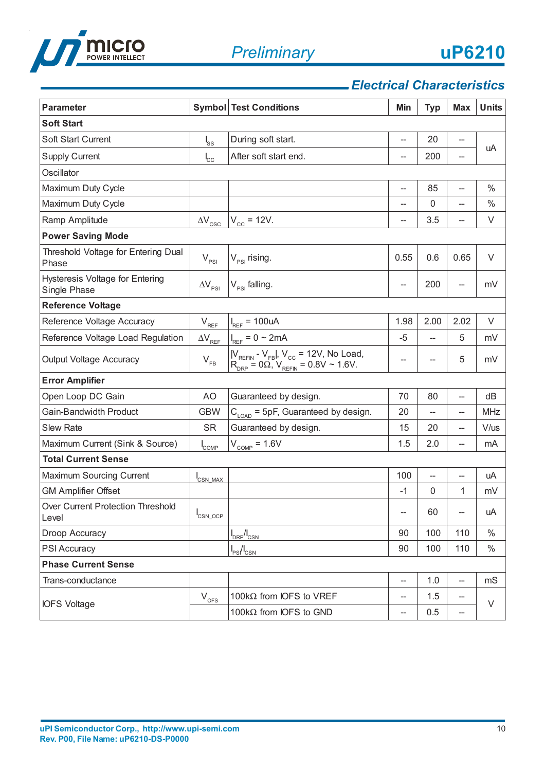## Electrical Characteristics

| Parameter | Symbol | Test Conditions | Min | Typ | Max | Units |
|---|---|---|---|---|---|---|
| **Soft Start** | | | | | | |
| Soft Start Current | $I_{SS}$ | During soft start. | -- | 20 | -- | uA |
| Supply Current | $I_{CC}$ | After soft start end. | -- | 200 | -- | |
| Oscillator | | | | | | |
| Maximum Duty Cycle | | | -- | 85 | -- | % |
| Maximum Duty Cycle | | | -- | 0 | -- | % |
| Ramp Amplitude | $\Delta V_{OSC}$ | $V_{CC}$ = 12V. | -- | 3.5 | -- | V |
| **Power Saving Mode** | | | | | | |
| Threshold Voltage for Entering Dual Phase | $V_{PSI}$ | $V_{PSI}$ rising. | 0.55 | 0.6 | 0.65 | V |
| Hysteresis Voltage for Entering Single Phase | $\Delta V_{PSI}$ | $V_{PSI}$ falling. | -- | 200 | -- | mV |
| **Reference Voltage** | | | | | | |
| Reference Voltage Accuracy | $V_{REF}$ | $I_{REF}$ = 100uA | 1.98 | 2.00 | 2.02 | V |
| Reference Voltage Load Regulation | $\Delta V_{REF}$ | $I_{REF}$ = 0 ~ 2mA | -5 | -- | 5 | mV |
| Output Voltage Accuracy | $V_{FB}$ | $\lvert V_{REFIN} - V_{FB} \rvert$, $V_{CC}$ = 12V, No Load, $R_{DRP}$ = 0Ω, $V_{REFIN}$ = 0.8V ~ 1.6V. | -- | -- | 5 | mV |
| **Error Amplifier** | | | | | | |
| Open Loop DC Gain | AO | Guaranteed by design. | 70 | 80 | -- | dB |
| Gain-Bandwidth Product | GBW | $C_{LOAD}$ = 5pF, Guaranteed by design. | 20 | -- | -- | MHz |
| Slew Rate | SR | Guaranteed by design. | 15 | 20 | -- | V/us |
| Maximum Current (Sink & Source) | $I_{COMP}$ | $V_{COMP}$ = 1.6V | 1.5 | 2.0 | -- | mA |
| **Total Current Sense** | | | | | | |
| Maximum Sourcing Current | $I_{CSN\_MAX}$ | | 100 | -- | -- | uA |
| GM Amplifier Offset | | | -1 | 0 | 1 | mV |
| Over Current Protection Threshold Level | $I_{CSN\_OCP}$ | | -- | 60 | -- | uA |
| Droop Accuracy | | $I_{DRP}/I_{CSN}$ | 90 | 100 | 110 | % |
| PSI Accuracy | | $I_{PSI}/I_{CSN}$ | 90 | 100 | 110 | % |
| **Phase Current Sense** | | | | | | |
| Trans-conductance | | | -- | 1.0 | -- | mS |
| IOFS Voltage | $V_{OFS}$ | 100kΩ from IOFS to VREF | -- | 1.5 | -- | V |
| | | 100kΩ from IOFS to GND | -- | 0.5 | -- | |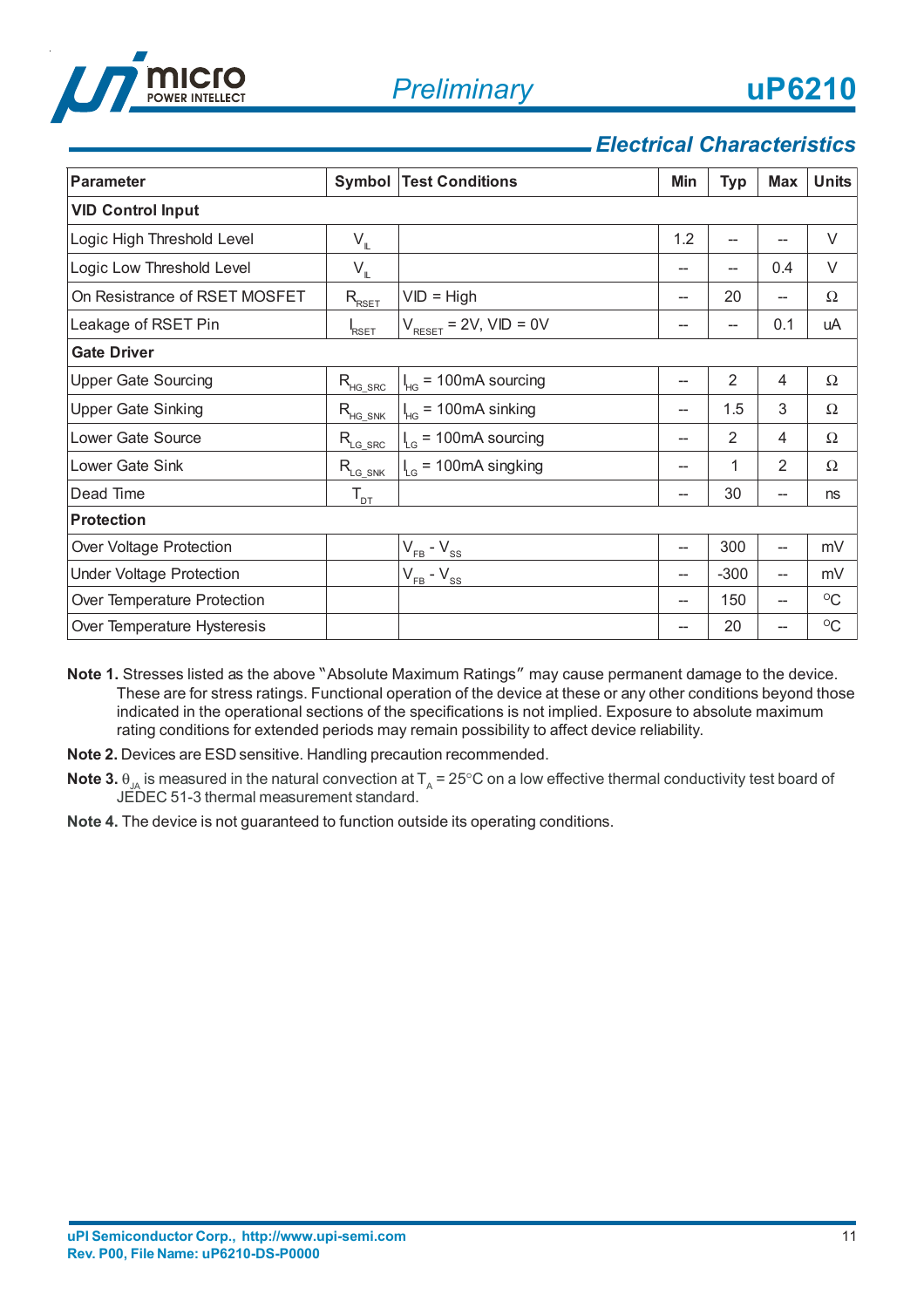## Electrical Characteristics

| Parameter | Symbol | Test Conditions | Min | Typ | Max | Units |
|---|---|---|---|---|---|---|
| **VID Control Input** | | | | | | |
| Logic High Threshold Level | $V_{IL}$ | | 1.2 | -- | -- | V |
| Logic Low Threshold Level | $V_{IL}$ | | -- | -- | 0.4 | V |
| On Resistance of RSET MOSFET | $R_{RSET}$ | VID = High | -- | 20 | -- | Ω |
| Leakage of RSET Pin | $I_{RSET}$ | $V_{RESET}$ = 2V, VID = 0V | -- | -- | 0.1 | uA |
| **Gate Driver** | | | | | | |
| Upper Gate Sourcing | $R_{HG\_SRC}$ | $I_{HG}$ = 100mA sourcing | -- | 2 | 4 | Ω |
| Upper Gate Sinking | $R_{HG\_SNK}$ | $I_{HG}$ = 100mA sinking | -- | 1.5 | 3 | Ω |
| Lower Gate Source | $R_{LG\_SRC}$ | $I_{LG}$ = 100mA sourcing | -- | 2 | 4 | Ω |
| Lower Gate Sink | $R_{LG\_SNK}$ | $I_{LG}$ = 100mA singking | -- | 1 | 2 | Ω |
| Dead Time | $T_{DT}$ | | -- | 30 | -- | ns |
| **Protection** | | | | | | |
| Over Voltage Protection | | $V_{FB}$ - $V_{SS}$ | -- | 300 | -- | mV |
| Under Voltage Protection | | $V_{FB}$ - $V_{SS}$ | -- | -300 | -- | mV |
| Over Temperature Protection | | | -- | 150 | -- | °C |
| Over Temperature Hysteresis | | | -- | 20 | -- | °C |

**Note 1.** Stresses listed as the above "Absolute Maximum Ratings" may cause permanent damage to the device. These are for stress ratings. Functional operation of the device at these or any other conditions beyond those indicated in the operational sections of the specifications is not implied. Exposure to absolute maximum rating conditions for extended periods may remain possibility to affect device reliability.

**Note 2.** Devices are ESD sensitive. Handling precaution recommended.

**Note 3.** $\theta_{JA}$ is measured in the natural convection at $T_A$ = 25°C on a low effective thermal conductivity test board of JEDEC 51-3 thermal measurement standard.

**Note 4.** The device is not guaranteed to function outside its operating conditions.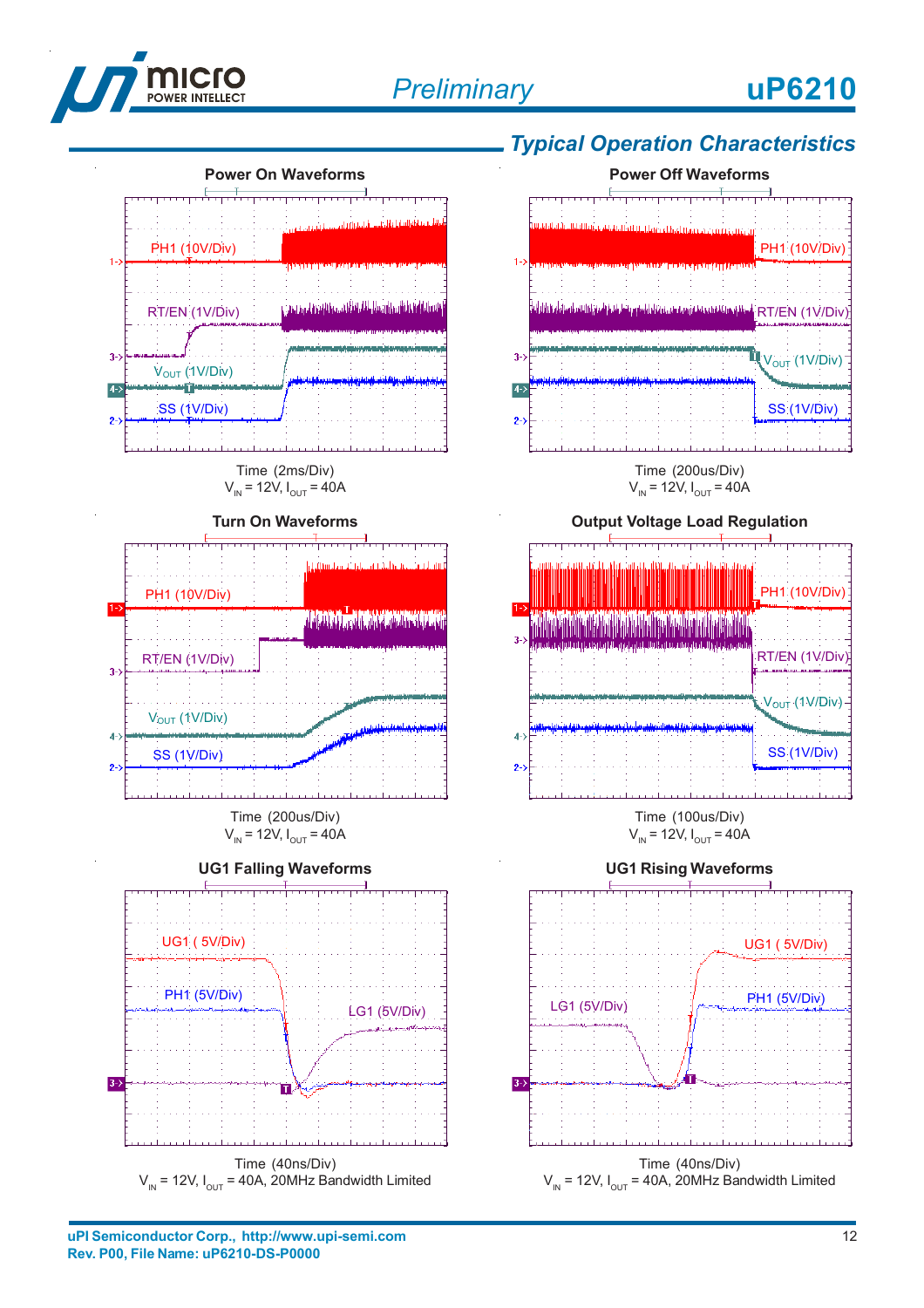## Typical Operation Characteristics

**Power On Waveforms**

PH1 (10V/Div)

RT/EN (1V/Div)

$V_{OUT}$ (1V/Div)

SS (1V/Div)

Time (2ms/Div)
$V_{IN}$ = 12V, $I_{OUT}$ = 40A

**Power Off Waveforms**

PH1 (10V/Div)

RT/EN (1V/Div)

$V_{OUT}$ (1V/Div)

SS (1V/Div)

Time (200us/Div)
$V_{IN}$ = 12V, $I_{OUT}$ = 40A

**Turn On Waveforms**

PH1 (10V/Div)

RT/EN (1V/Div)

$V_{OUT}$ (1V/Div)

SS (1V/Div)

Time (200us/Div)
$V_{IN}$ = 12V, $I_{OUT}$ = 40A

**Output Voltage Load Regulation**

PH1 (10V/Div)

RT/EN (1V/Div)

$V_{OUT}$ (1V/Div)

SS (1V/Div)

Time (100us/Div)
$V_{IN}$ = 12V, $I_{OUT}$ = 40A

**UG1 Falling Waveforms**

UG1 ( 5V/Div)

PH1 (5V/Div)

LG1 (5V/Div)

Time (40ns/Div)
$V_{IN}$ = 12V, $I_{OUT}$ = 40A, 20MHz Bandwidth Limited

**UG1 Rising Waveforms**

UG1 ( 5V/Div)

PH1 (5V/Div)

LG1 (5V/Div)

Time (40ns/Div)
$V_{IN}$ = 12V, $I_{OUT}$ = 40A, 20MHz Bandwidth Limited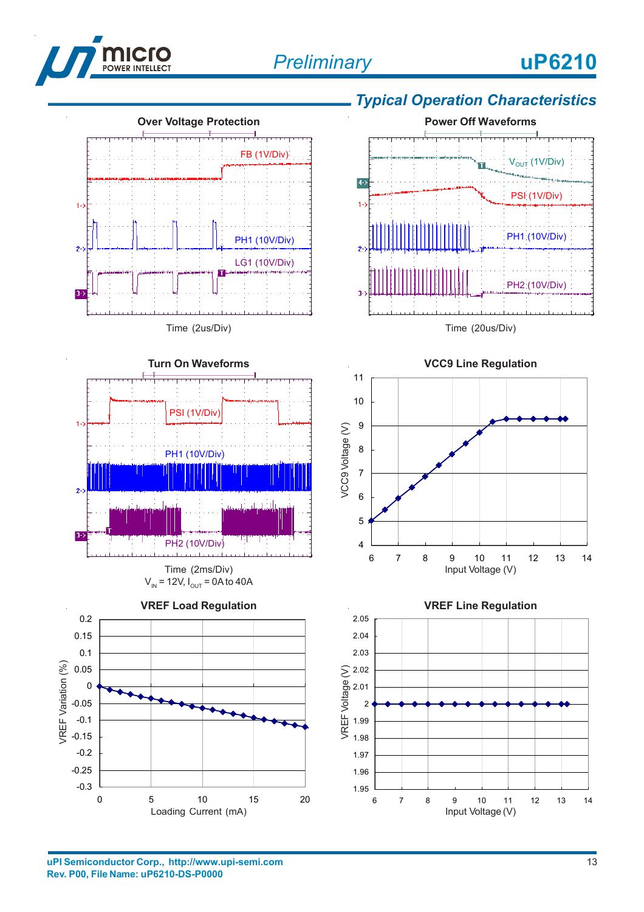## Typical Operation Characteristics

**Over Voltage Protection**

FB (1V/Div)

PH1 (10V/Div)

LG1 (10V/Div)

Time (2us/Div)

**Power Off Waveforms**

$V_{OUT}$ (1V/Div)

PSI (1V/Div)

PH1 (10V/Div)

PH2 (10V/Div)

Time (20us/Div)

**Turn On Waveforms**

PSI (1V/Div)

PH1 (10V/Div)

PH2 (10V/Div)

Time (2ms/Div)

$V_{IN}$ = 12V, $I_{OUT}$ = 0A to 40A

**VCC9 Line Regulation**

VCC9 Voltage (V) vs. Input Voltage (V)

**VREF Load Regulation**

VREF Variation (%) vs. Loading Current (mA)

**VREF Line Regulation**

VREF Voltage (V) vs. Input Voltage (V)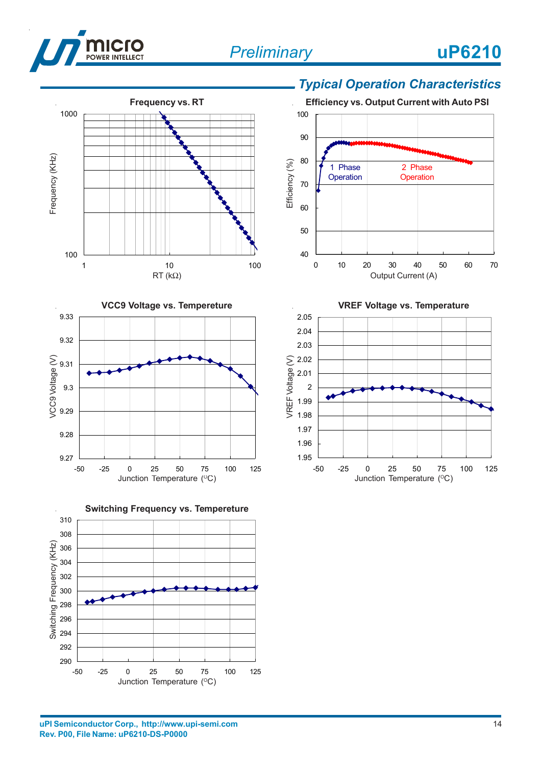## Typical Operation Characteristics

**Frequency vs. RT**

Frequency (KHz): 100, 1000
RT (kΩ): 1, 10, 100

**Efficiency vs. Output Current with Auto PSI**

Efficiency (%): 40, 50, 60, 70, 80, 90, 100
Output Current (A): 0, 10, 20, 30, 40, 50, 60, 70

1 Phase Operation

2 Phase Operation

**VCC9 Voltage vs. Tempereture**

VCC9 Voltage (V): 9.27, 9.28, 9.29, 9.3, 9.31, 9.32, 9.33
Junction Temperature (°C): -50, -25, 0, 25, 50, 75, 100, 125

**VREF Voltage vs. Temperature**

VREF Voltage (V): 1.95, 1.96, 1.97, 1.98, 1.99, 2, 2.01, 2.02, 2.03, 2.04, 2.05
Junction Temperature (°C): -50, -25, 0, 25, 50, 75, 100, 125

**Switching Frequency vs. Tempereture**

Switching Frequency (KHz): 290, 292, 294, 296, 298, 300, 302, 304, 306, 308, 310
Junction Temperature (°C): -50, -25, 0, 25, 50, 75, 100, 125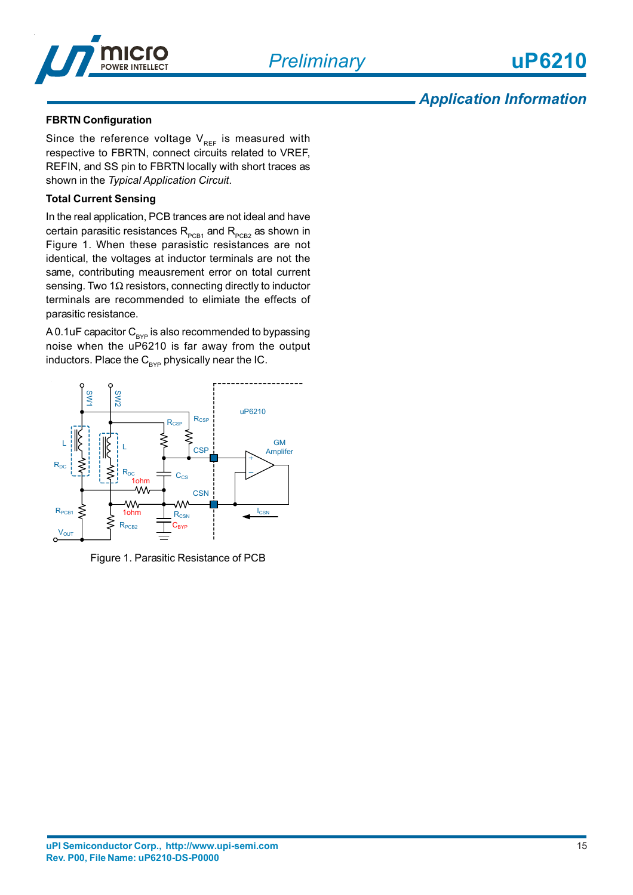## Application Information

### FBRTN Configuration

Since the reference voltage $V_{REF}$ is measured with respective to FBRTN, connect circuits related to VREF, REFIN, and SS pin to FBRTN locally with short traces as shown in the *Typical Application Circuit*.

### Total Current Sensing

In the real application, PCB trances are not ideal and have certain parasitic resistances $R_{PCB1}$ and $R_{PCB2}$ as shown in Figure 1. When these parasistic resistances are not identical, the voltages at inductor terminals are not the same, contributing meausrement error on total current sensing. Two 1Ω resistors, connecting directly to inductor terminals are recommended to elimiate the effects of parasitic resistance.

A 0.1uF capacitor $C_{BYP}$ is also recommended to bypassing noise when the uP6210 is far away from the output inductors. Place the $C_{BYP}$ physically near the IC.

Figure 1. Parasitic Resistance of PCB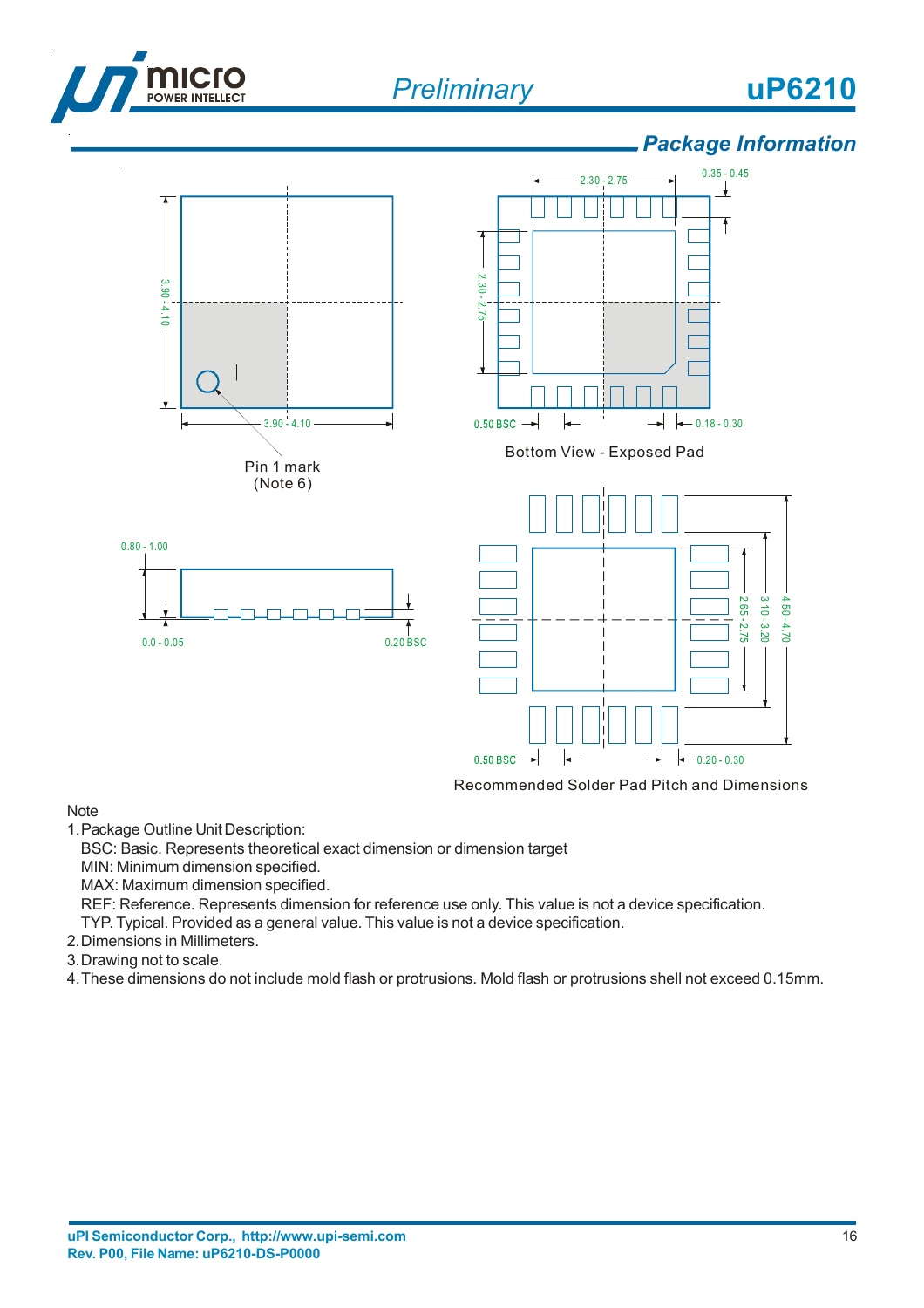## Package Information

3.90 - 4.10

3.90 - 4.10

Pin 1 mark
(Note 6)

2.30 - 2.75

0.35 - 0.45

2.30 - 2.75

0.50 BSC

0.18 - 0.30

Bottom View - Exposed Pad

0.80 - 1.00

0.0 - 0.05

0.20 BSC

2.65 - 2.75

3.10 - 3.20

4.50 - 4.70

0.50 BSC

0.20 - 0.30

Recommended Solder Pad Pitch and Dimensions

Note

1. Package Outline Unit Description:
   BSC: Basic. Represents theoretical exact dimension or dimension target
   MIN: Minimum dimension specified.
   MAX: Maximum dimension specified.
   REF: Reference. Represents dimension for reference use only. This value is not a device specification.
   TYP. Typical. Provided as a general value. This value is not a device specification.
2. Dimensions in Millimeters.
3. Drawing not to scale.
4. These dimensions do not include mold flash or protrusions. Mold flash or protrusions shell not exceed 0.15mm.